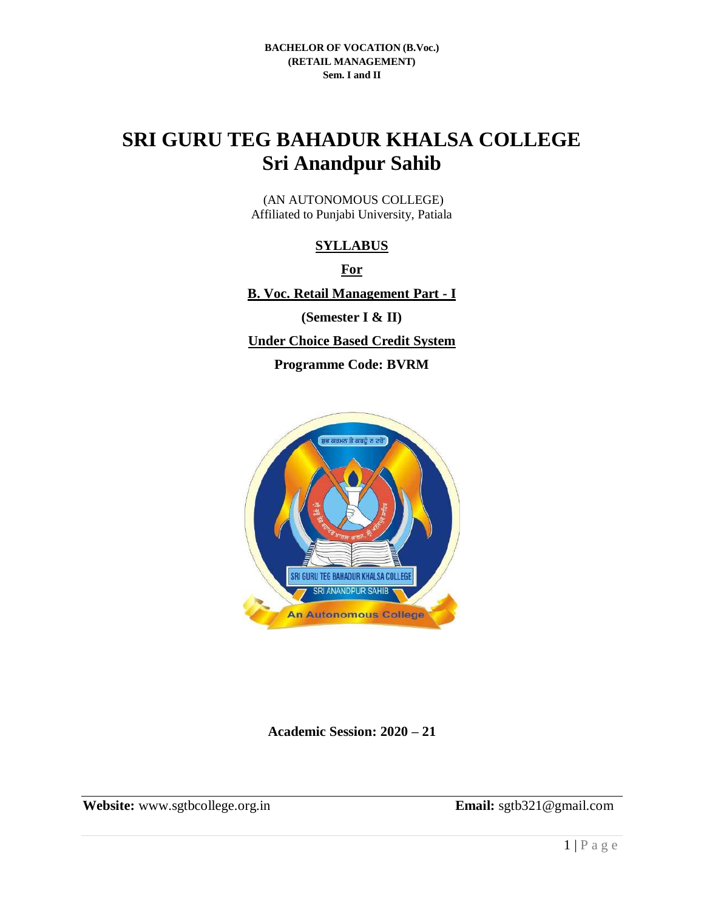**BACHELOR OF VOCATION (B.Voc.)**
**(RETAIL MANAGEMENT)**
**Sem. I and II**

# SRI GURU TEG BAHADUR KHALSA COLLEGE
# Sri Anandpur Sahib

(AN AUTONOMOUS COLLEGE)
Affiliated to Punjabi University, Patiala

**SYLLABUS**

**For**

**B. Voc. Retail Management Part - I**

**(Semester I & II)**

**Under Choice Based Credit System**

**Programme Code: BVRM**

**Academic Session: 2020 – 21**

**Website:** www.sgtbcollege.org.in **Email:** sgtb321@gmail.com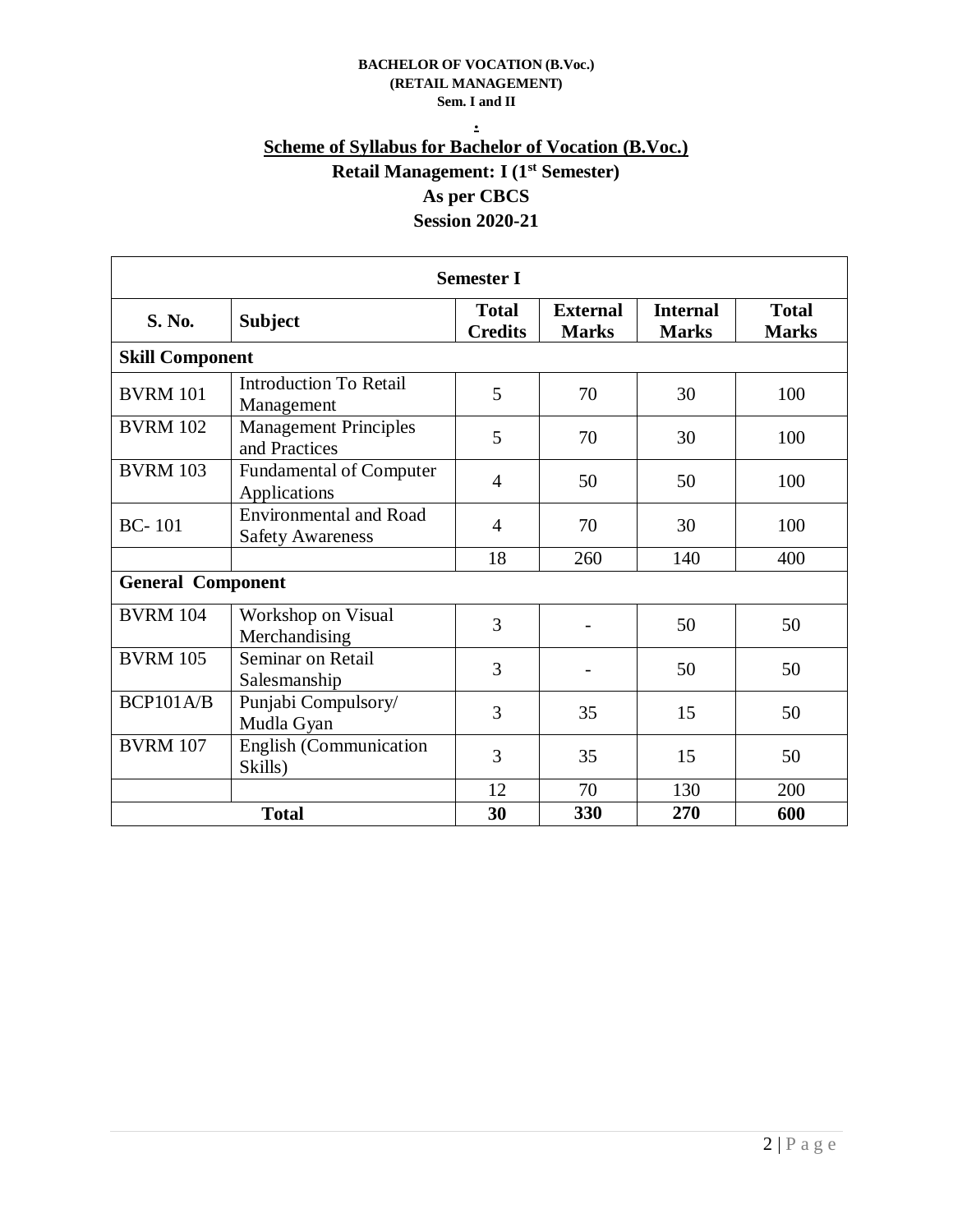**BACHELOR OF VOCATION (B.Voc.)**
**(RETAIL MANAGEMENT)**
**Sem. I and II**

## Scheme of Syllabus for Bachelor of Vocation (B.Voc.)

### Retail Management: I (1st Semester)

### As per CBCS

### Session 2020-21

| Semester I | | | | | |
|---|---|---|---|---|---|
| **S. No.** | **Subject** | **Total Credits** | **External Marks** | **Internal Marks** | **Total Marks** |
| **Skill Component** | | | | | |
| BVRM 101 | Introduction To Retail Management | 5 | 70 | 30 | 100 |
| BVRM 102 | Management Principles and Practices | 5 | 70 | 30 | 100 |
| BVRM 103 | Fundamental of Computer Applications | 4 | 50 | 50 | 100 |
| BC- 101 | Environmental and Road Safety Awareness | 4 | 70 | 30 | 100 |
| | | 18 | 260 | 140 | 400 |
| **General Component** | | | | | |
| BVRM 104 | Workshop on Visual Merchandising | 3 | - | 50 | 50 |
| BVRM 105 | Seminar on Retail Salesmanship | 3 | - | 50 | 50 |
| BCP101A/B | Punjabi Compulsory/ Mudla Gyan | 3 | 35 | 15 | 50 |
| BVRM 107 | English (Communication Skills) | 3 | 35 | 15 | 50 |
| | | 12 | 70 | 130 | 200 |
| **Total** | | **30** | **330** | **270** | **600** |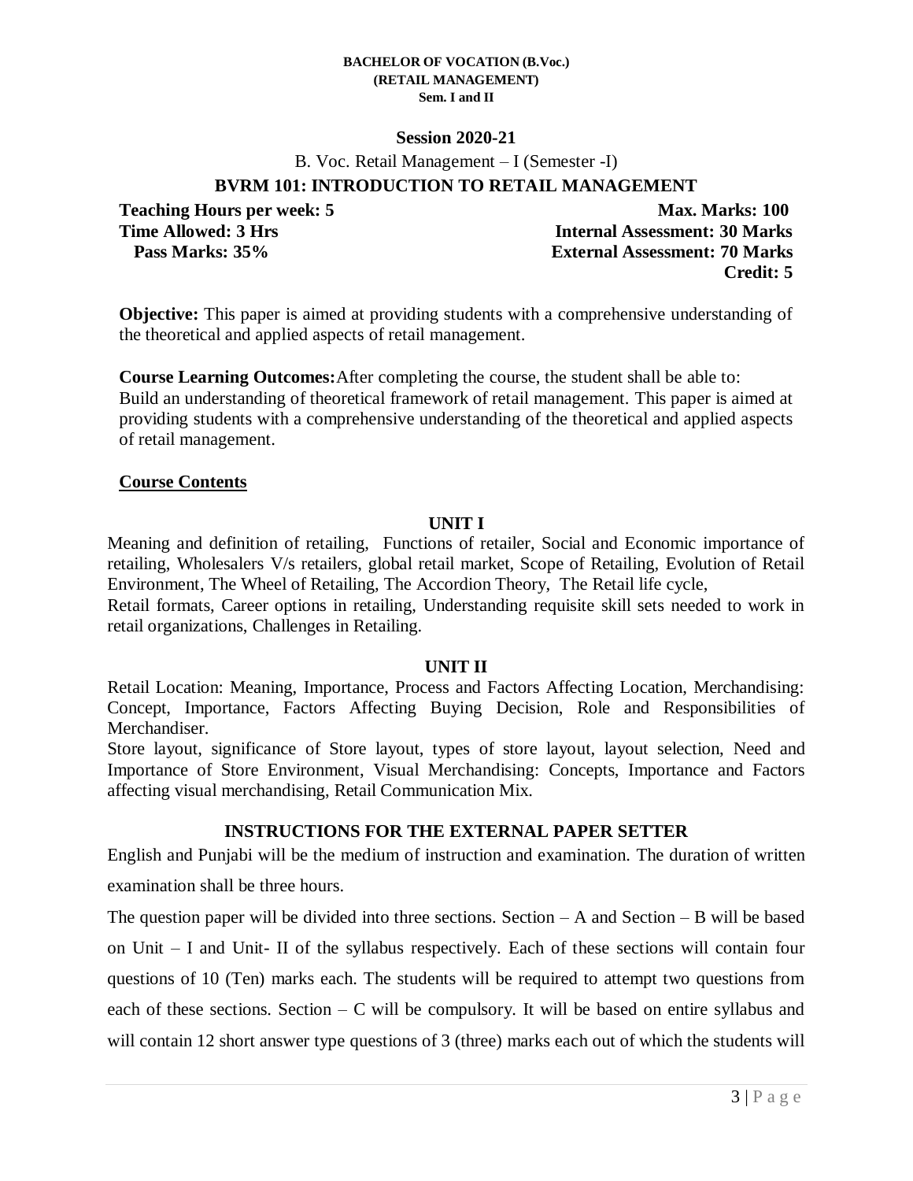**BACHELOR OF VOCATION (B.Voc.)**
**(RETAIL MANAGEMENT)**
**Sem. I and II**

**Session 2020-21**

B. Voc. Retail Management – I (Semester -I)

**BVRM 101: INTRODUCTION TO RETAIL MANAGEMENT**

**Teaching Hours per week: 5** | **Max. Marks: 100**
**Time Allowed: 3 Hrs** | **Internal Assessment: 30 Marks**
**Pass Marks: 35%** | **External Assessment: 70 Marks**
**Credit: 5**

**Objective:** This paper is aimed at providing students with a comprehensive understanding of the theoretical and applied aspects of retail management.

**Course Learning Outcomes:**After completing the course, the student shall be able to:
Build an understanding of theoretical framework of retail management. This paper is aimed at providing students with a comprehensive understanding of the theoretical and applied aspects of retail management.

**Course Contents**

**UNIT I**

Meaning and definition of retailing, Functions of retailer, Social and Economic importance of retailing, Wholesalers V/s retailers, global retail market, Scope of Retailing, Evolution of Retail Environment, The Wheel of Retailing, The Accordion Theory, The Retail life cycle,
Retail formats, Career options in retailing, Understanding requisite skill sets needed to work in retail organizations, Challenges in Retailing.

**UNIT II**

Retail Location: Meaning, Importance, Process and Factors Affecting Location, Merchandising: Concept, Importance, Factors Affecting Buying Decision, Role and Responsibilities of Merchandiser.
Store layout, significance of Store layout, types of store layout, layout selection, Need and Importance of Store Environment, Visual Merchandising: Concepts, Importance and Factors affecting visual merchandising, Retail Communication Mix.

**INSTRUCTIONS FOR THE EXTERNAL PAPER SETTER**

English and Punjabi will be the medium of instruction and examination. The duration of written examination shall be three hours.

The question paper will be divided into three sections. Section – A and Section – B will be based on Unit – I and Unit- II of the syllabus respectively. Each of these sections will contain four questions of 10 (Ten) marks each. The students will be required to attempt two questions from each of these sections. Section – C will be compulsory. It will be based on entire syllabus and will contain 12 short answer type questions of 3 (three) marks each out of which the students will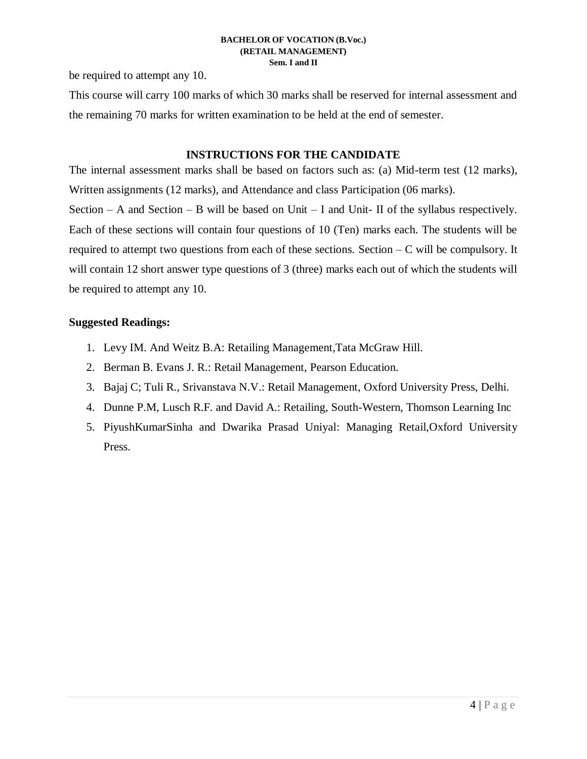be required to attempt any 10.

This course will carry 100 marks of which 30 marks shall be reserved for internal assessment and the remaining 70 marks for written examination to be held at the end of semester.

## INSTRUCTIONS FOR THE CANDIDATE

The internal assessment marks shall be based on factors such as: (a) Mid-term test (12 marks), Written assignments (12 marks), and Attendance and class Participation (06 marks).

Section – A and Section – B will be based on Unit – I and Unit- II of the syllabus respectively. Each of these sections will contain four questions of 10 (Ten) marks each. The students will be required to attempt two questions from each of these sections. Section – C will be compulsory. It will contain 12 short answer type questions of 3 (three) marks each out of which the students will be required to attempt any 10.

**Suggested Readings:**

1. Levy IM. And Weitz B.A: Retailing Management,Tata McGraw Hill.
2. Berman B. Evans J. R.: Retail Management, Pearson Education.
3. Bajaj C; Tuli R., Srivanstava N.V.: Retail Management, Oxford University Press, Delhi.
4. Dunne P.M, Lusch R.F. and David A.: Retailing, South-Western, Thomson Learning Inc
5. PiyushKumarSinha and Dwarika Prasad Uniyal: Managing Retail,Oxford University Press.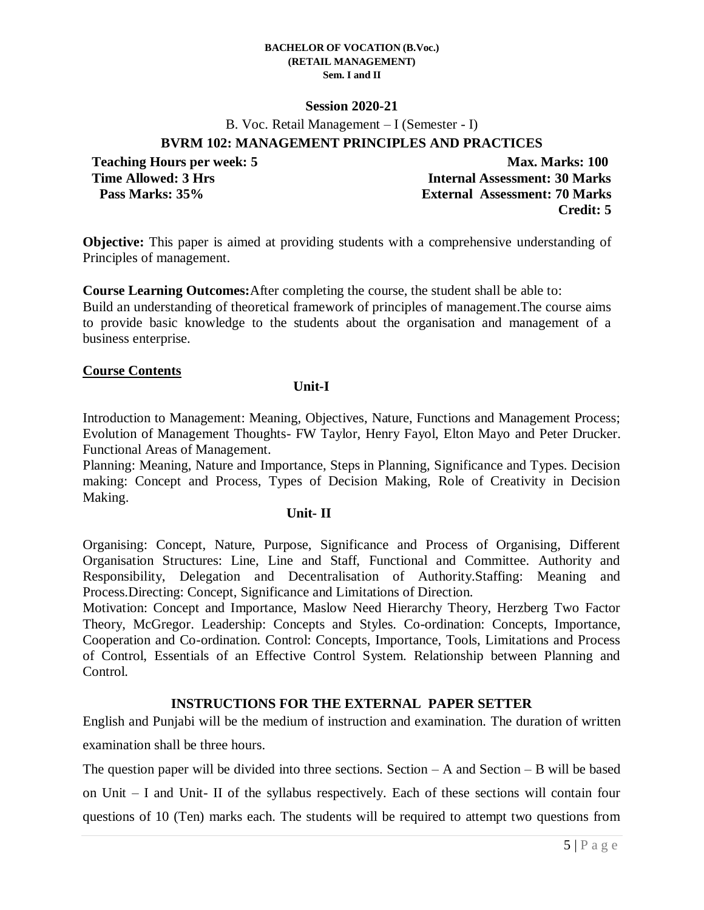**BACHELOR OF VOCATION (B.Voc.)**
**(RETAIL MANAGEMENT)**
**Sem. I and II**

**Session 2020-21**

B. Voc. Retail Management – I (Semester - I)

## BVRM 102: MANAGEMENT PRINCIPLES AND PRACTICES

| | |
|---|---|
| **Teaching Hours per week: 5** | **Max. Marks: 100** |
| **Time Allowed: 3 Hrs** | **Internal Assessment: 30 Marks** |
| **Pass Marks: 35%** | **External Assessment: 70 Marks** |
| | **Credit: 5** |

**Objective:** This paper is aimed at providing students with a comprehensive understanding of Principles of management.

**Course Learning Outcomes:**After completing the course, the student shall be able to:
Build an understanding of theoretical framework of principles of management.The course aims to provide basic knowledge to the students about the organisation and management of a business enterprise.

**Course Contents**

### Unit-I

Introduction to Management: Meaning, Objectives, Nature, Functions and Management Process; Evolution of Management Thoughts- FW Taylor, Henry Fayol, Elton Mayo and Peter Drucker. Functional Areas of Management.

Planning: Meaning, Nature and Importance, Steps in Planning, Significance and Types. Decision making: Concept and Process, Types of Decision Making, Role of Creativity in Decision Making.

### Unit- II

Organising: Concept, Nature, Purpose, Significance and Process of Organising, Different Organisation Structures: Line, Line and Staff, Functional and Committee. Authority and Responsibility, Delegation and Decentralisation of Authority.Staffing: Meaning and Process.Directing: Concept, Significance and Limitations of Direction.

Motivation: Concept and Importance, Maslow Need Hierarchy Theory, Herzberg Two Factor Theory, McGregor. Leadership: Concepts and Styles. Co-ordination: Concepts, Importance, Cooperation and Co-ordination. Control: Concepts, Importance, Tools, Limitations and Process of Control, Essentials of an Effective Control System. Relationship between Planning and Control.

### INSTRUCTIONS FOR THE EXTERNAL PAPER SETTER

English and Punjabi will be the medium of instruction and examination. The duration of written examination shall be three hours.

The question paper will be divided into three sections. Section – A and Section – B will be based on Unit – I and Unit- II of the syllabus respectively. Each of these sections will contain four questions of 10 (Ten) marks each. The students will be required to attempt two questions from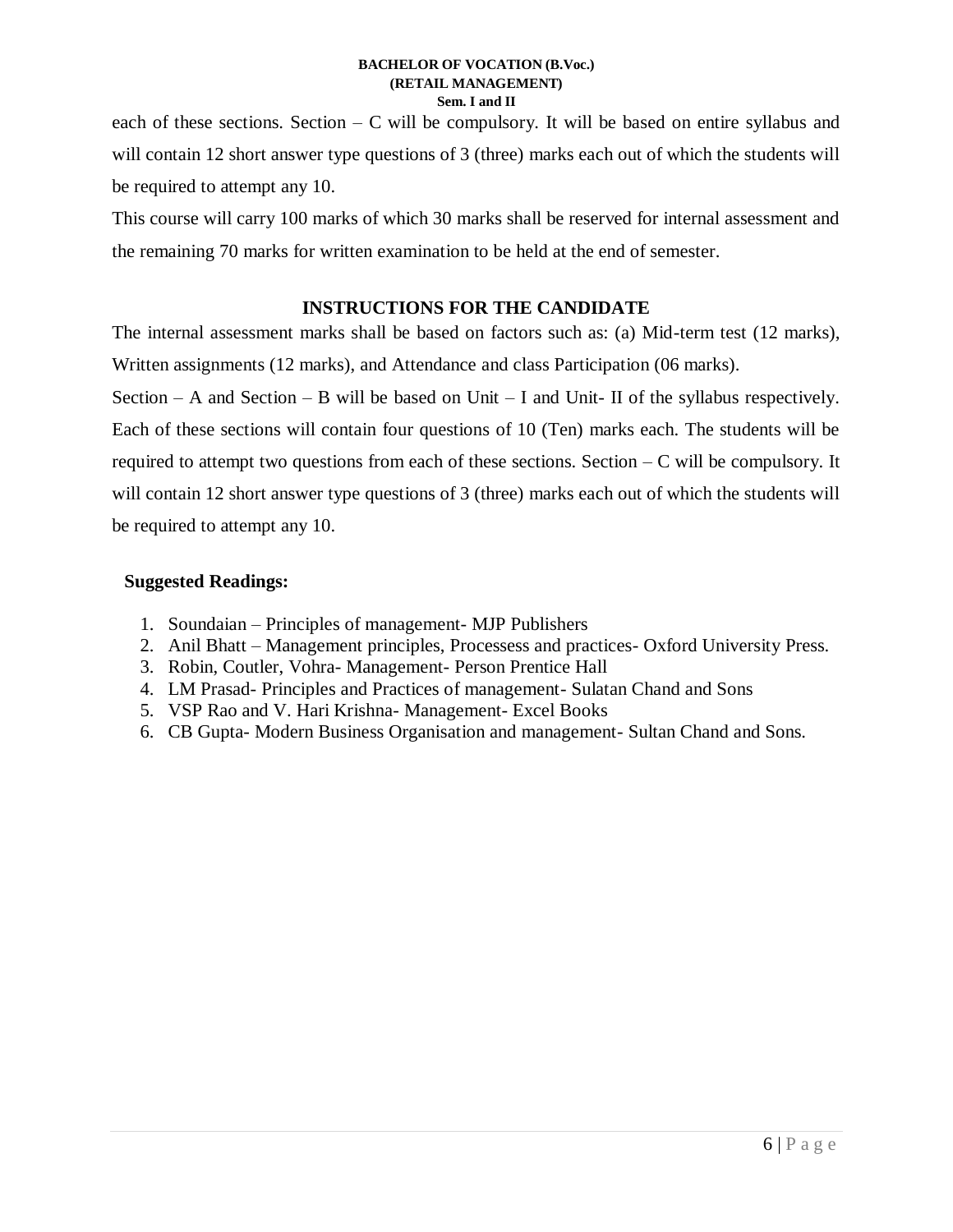each of these sections. Section – C will be compulsory. It will be based on entire syllabus and will contain 12 short answer type questions of 3 (three) marks each out of which the students will be required to attempt any 10.

This course will carry 100 marks of which 30 marks shall be reserved for internal assessment and the remaining 70 marks for written examination to be held at the end of semester.

## INSTRUCTIONS FOR THE CANDIDATE

The internal assessment marks shall be based on factors such as: (a) Mid-term test (12 marks), Written assignments (12 marks), and Attendance and class Participation (06 marks).

Section – A and Section – B will be based on Unit – I and Unit- II of the syllabus respectively. Each of these sections will contain four questions of 10 (Ten) marks each. The students will be required to attempt two questions from each of these sections. Section – C will be compulsory. It will contain 12 short answer type questions of 3 (three) marks each out of which the students will be required to attempt any 10.

**Suggested Readings:**

1. Soundaian – Principles of management- MJP Publishers
2. Anil Bhatt – Management principles, Processess and practices- Oxford University Press.
3. Robin, Coutler, Vohra- Management- Person Prentice Hall
4. LM Prasad- Principles and Practices of management- Sulatan Chand and Sons
5. VSP Rao and V. Hari Krishna- Management- Excel Books
6. CB Gupta- Modern Business Organisation and management- Sultan Chand and Sons.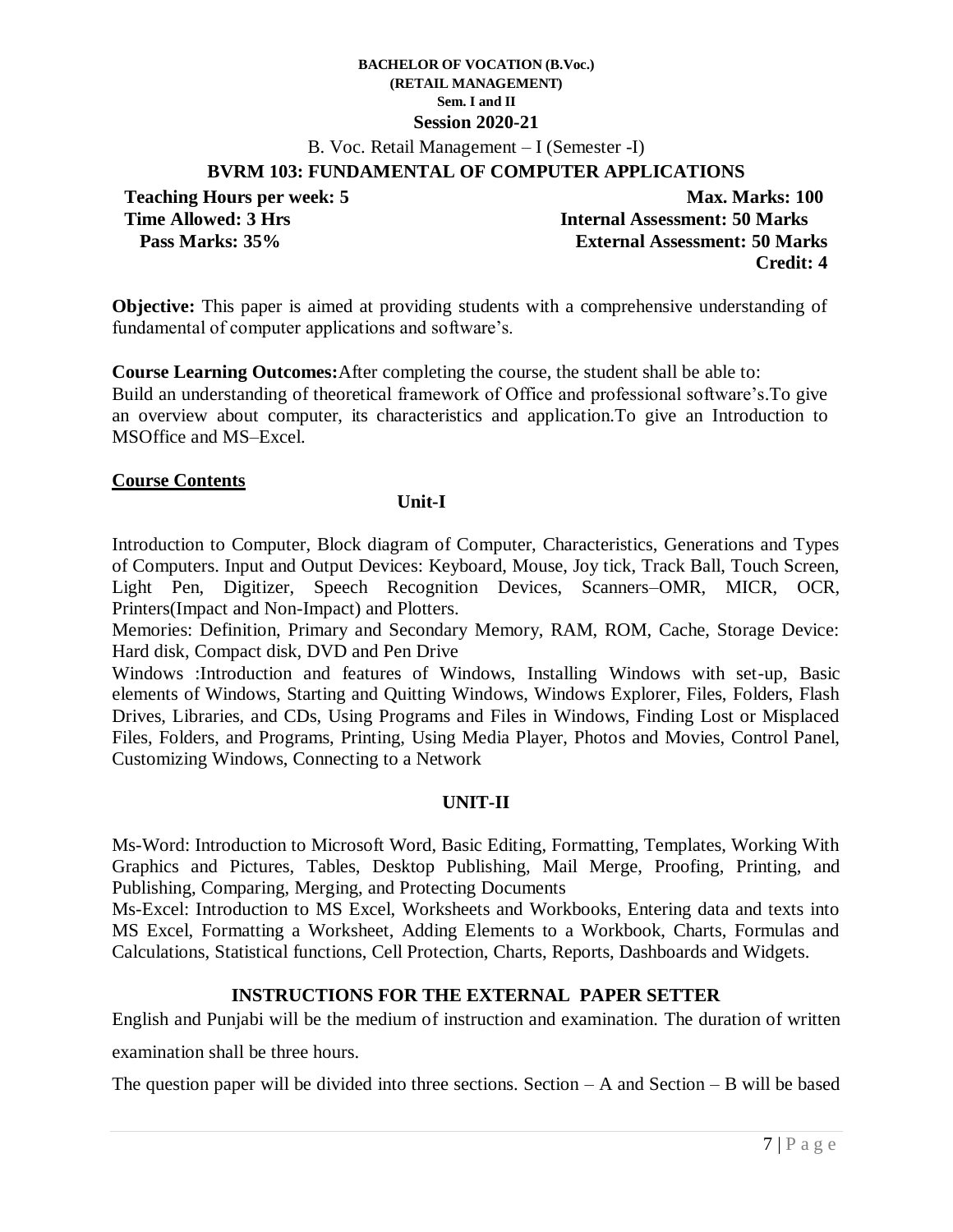**BACHELOR OF VOCATION (B.Voc.)**
**(RETAIL MANAGEMENT)**
**Sem. I and II**
**Session 2020-21**

B. Voc. Retail Management – I (Semester -I)

## BVRM 103: FUNDAMENTAL OF COMPUTER APPLICATIONS

**Teaching Hours per week: 5** | **Max. Marks: 100**
**Time Allowed: 3 Hrs** | **Internal Assessment: 50 Marks**
**Pass Marks: 35%** | **External Assessment: 50 Marks**
**Credit: 4**

**Objective:** This paper is aimed at providing students with a comprehensive understanding of fundamental of computer applications and software's.

**Course Learning Outcomes:**After completing the course, the student shall be able to:
Build an understanding of theoretical framework of Office and professional software's.To give an overview about computer, its characteristics and application.To give an Introduction to MSOffice and MS–Excel.

**Course Contents**

### Unit-I

Introduction to Computer, Block diagram of Computer, Characteristics, Generations and Types of Computers. Input and Output Devices: Keyboard, Mouse, Joy tick, Track Ball, Touch Screen, Light Pen, Digitizer, Speech Recognition Devices, Scanners–OMR, MICR, OCR, Printers(Impact and Non-Impact) and Plotters.
Memories: Definition, Primary and Secondary Memory, RAM, ROM, Cache, Storage Device: Hard disk, Compact disk, DVD and Pen Drive
Windows :Introduction and features of Windows, Installing Windows with set-up, Basic elements of Windows, Starting and Quitting Windows, Windows Explorer, Files, Folders, Flash Drives, Libraries, and CDs, Using Programs and Files in Windows, Finding Lost or Misplaced Files, Folders, and Programs, Printing, Using Media Player, Photos and Movies, Control Panel, Customizing Windows, Connecting to a Network

### UNIT-II

Ms-Word: Introduction to Microsoft Word, Basic Editing, Formatting, Templates, Working With Graphics and Pictures, Tables, Desktop Publishing, Mail Merge, Proofing, Printing, and Publishing, Comparing, Merging, and Protecting Documents
Ms-Excel: Introduction to MS Excel, Worksheets and Workbooks, Entering data and texts into MS Excel, Formatting a Worksheet, Adding Elements to a Workbook, Charts, Formulas and Calculations, Statistical functions, Cell Protection, Charts, Reports, Dashboards and Widgets.

### INSTRUCTIONS FOR THE EXTERNAL PAPER SETTER

English and Punjabi will be the medium of instruction and examination. The duration of written examination shall be three hours.

The question paper will be divided into three sections. Section – A and Section – B will be based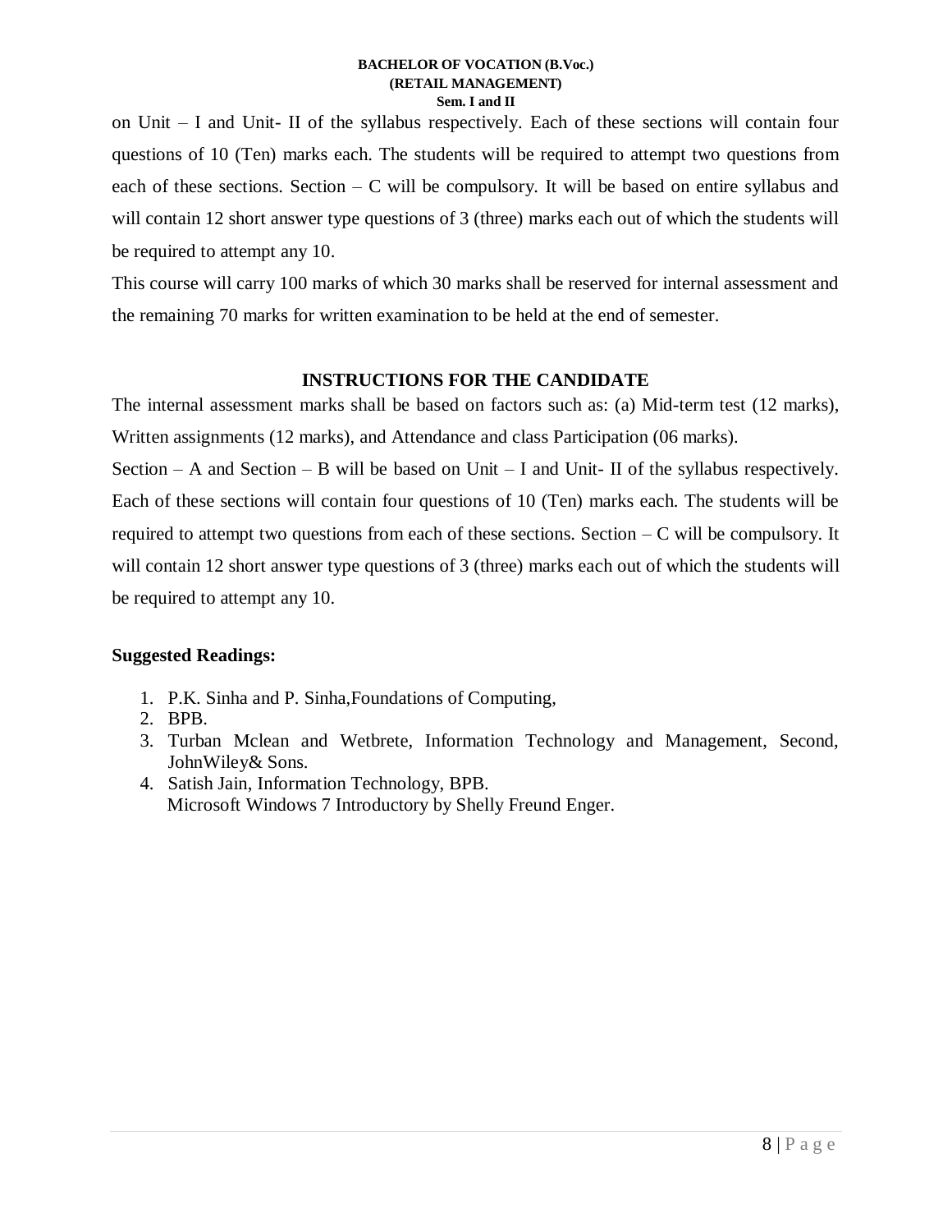on Unit – I and Unit- II of the syllabus respectively. Each of these sections will contain four questions of 10 (Ten) marks each. The students will be required to attempt two questions from each of these sections. Section – C will be compulsory. It will be based on entire syllabus and will contain 12 short answer type questions of 3 (three) marks each out of which the students will be required to attempt any 10.

This course will carry 100 marks of which 30 marks shall be reserved for internal assessment and the remaining 70 marks for written examination to be held at the end of semester.

## INSTRUCTIONS FOR THE CANDIDATE

The internal assessment marks shall be based on factors such as: (a) Mid-term test (12 marks), Written assignments (12 marks), and Attendance and class Participation (06 marks).

Section – A and Section – B will be based on Unit – I and Unit- II of the syllabus respectively. Each of these sections will contain four questions of 10 (Ten) marks each. The students will be required to attempt two questions from each of these sections. Section – C will be compulsory. It will contain 12 short answer type questions of 3 (three) marks each out of which the students will be required to attempt any 10.

**Suggested Readings:**

1. P.K. Sinha and P. Sinha,Foundations of Computing,
2. BPB.
3. Turban Mclean and Wetbrete, Information Technology and Management, Second, JohnWiley& Sons.
4. Satish Jain, Information Technology, BPB.
   Microsoft Windows 7 Introductory by Shelly Freund Enger.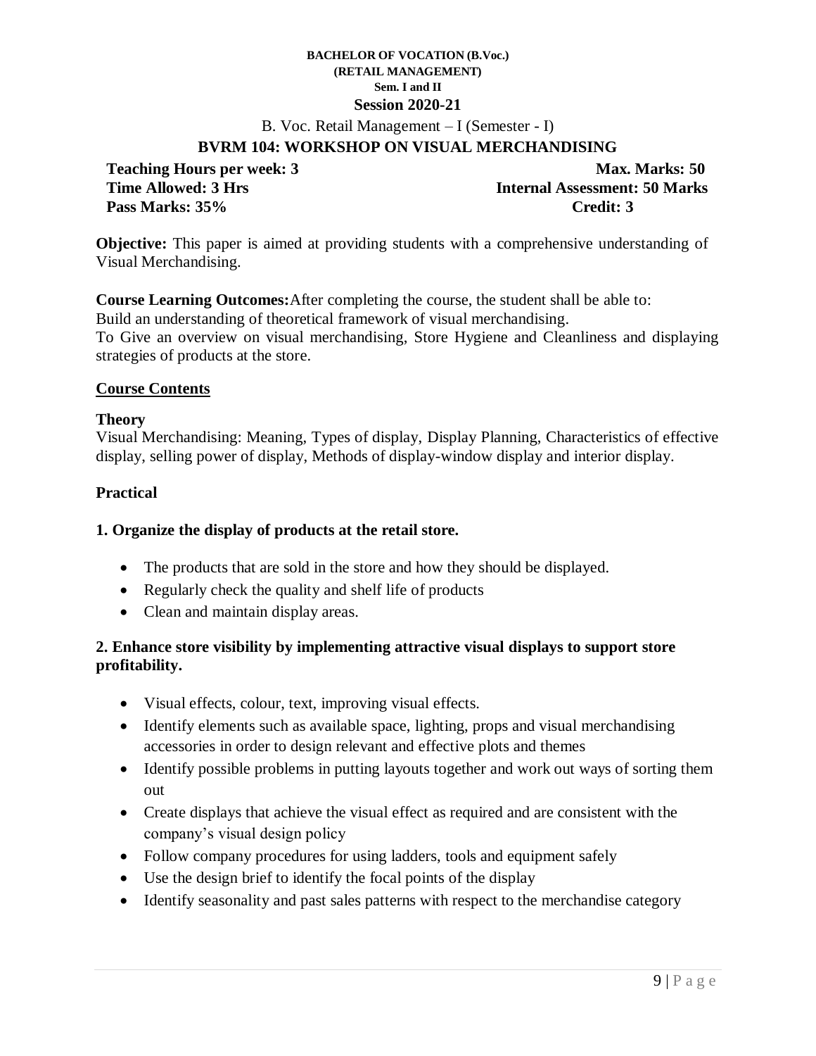**BACHELOR OF VOCATION (B.Voc.)**
**(RETAIL MANAGEMENT)**
**Sem. I and II**
**Session 2020-21**

B. Voc. Retail Management – I (Semester - I)

## BVRM 104: WORKSHOP ON VISUAL MERCHANDISING

**Teaching Hours per week: 3** **Max. Marks: 50**
**Time Allowed: 3 Hrs** **Internal Assessment: 50 Marks**
**Pass Marks: 35%** **Credit: 3**

**Objective:** This paper is aimed at providing students with a comprehensive understanding of Visual Merchandising.

**Course Learning Outcomes:**After completing the course, the student shall be able to:
Build an understanding of theoretical framework of visual merchandising.
To Give an overview on visual merchandising, Store Hygiene and Cleanliness and displaying strategies of products at the store.

**<u>Course Contents</u>**

**Theory**
Visual Merchandising: Meaning, Types of display, Display Planning, Characteristics of effective display, selling power of display, Methods of display-window display and interior display.

**Practical**

**1. Organize the display of products at the retail store.**

- The products that are sold in the store and how they should be displayed.
- Regularly check the quality and shelf life of products
- Clean and maintain display areas.

**2. Enhance store visibility by implementing attractive visual displays to support store profitability.**

- Visual effects, colour, text, improving visual effects.
- Identify elements such as available space, lighting, props and visual merchandising accessories in order to design relevant and effective plots and themes
- Identify possible problems in putting layouts together and work out ways of sorting them out
- Create displays that achieve the visual effect as required and are consistent with the company's visual design policy
- Follow company procedures for using ladders, tools and equipment safely
- Use the design brief to identify the focal points of the display
- Identify seasonality and past sales patterns with respect to the merchandise category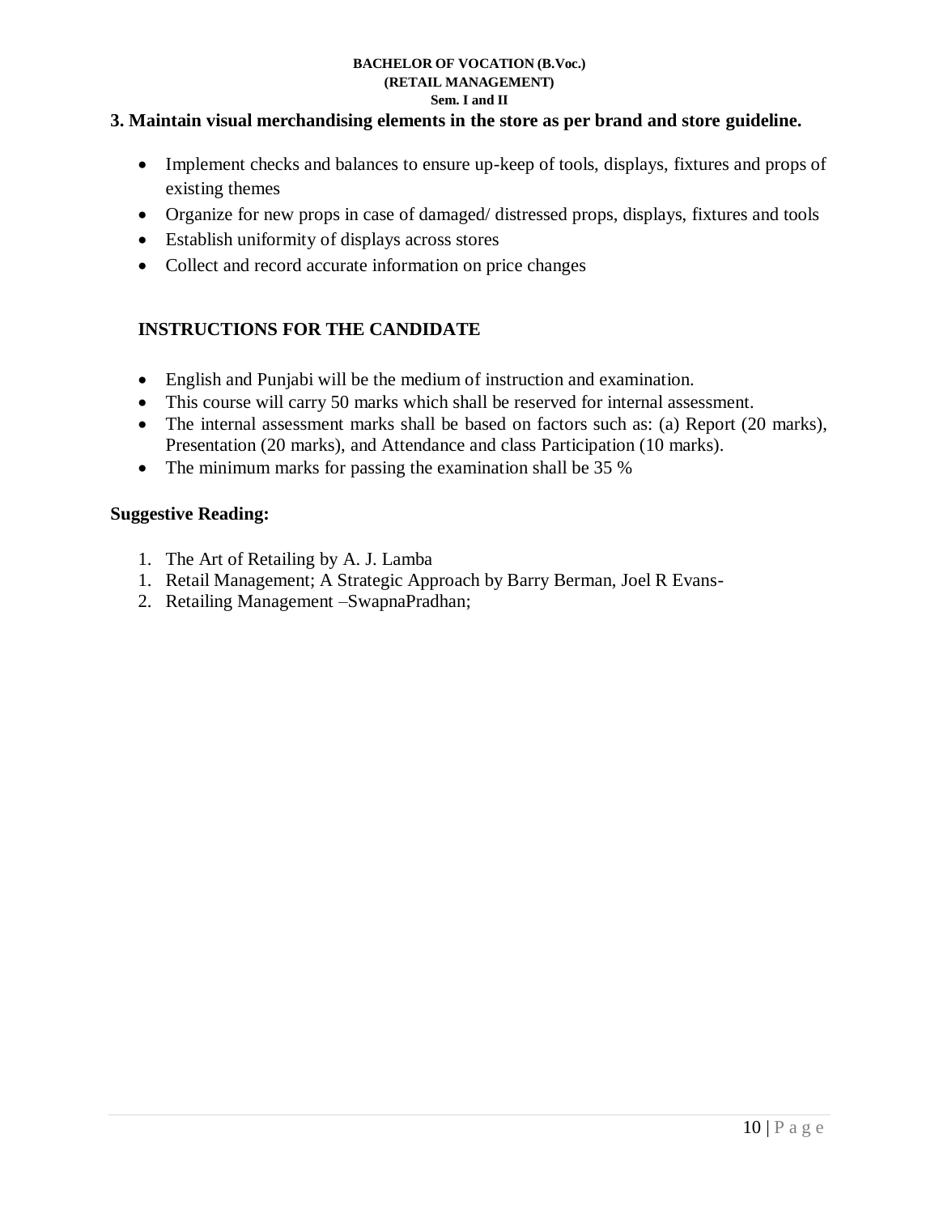**3. Maintain visual merchandising elements in the store as per brand and store guideline.**

- Implement checks and balances to ensure up-keep of tools, displays, fixtures and props of existing themes
- Organize for new props in case of damaged/ distressed props, displays, fixtures and tools
- Establish uniformity of displays across stores
- Collect and record accurate information on price changes

**INSTRUCTIONS FOR THE CANDIDATE**

- English and Punjabi will be the medium of instruction and examination.
- This course will carry 50 marks which shall be reserved for internal assessment.
- The internal assessment marks shall be based on factors such as: (a) Report (20 marks), Presentation (20 marks), and Attendance and class Participation (10 marks).
- The minimum marks for passing the examination shall be 35 %

**Suggestive Reading:**

1. The Art of Retailing by A. J. Lamba
1. Retail Management; A Strategic Approach by Barry Berman, Joel R Evans-
2. Retailing Management –SwapnaPradhan;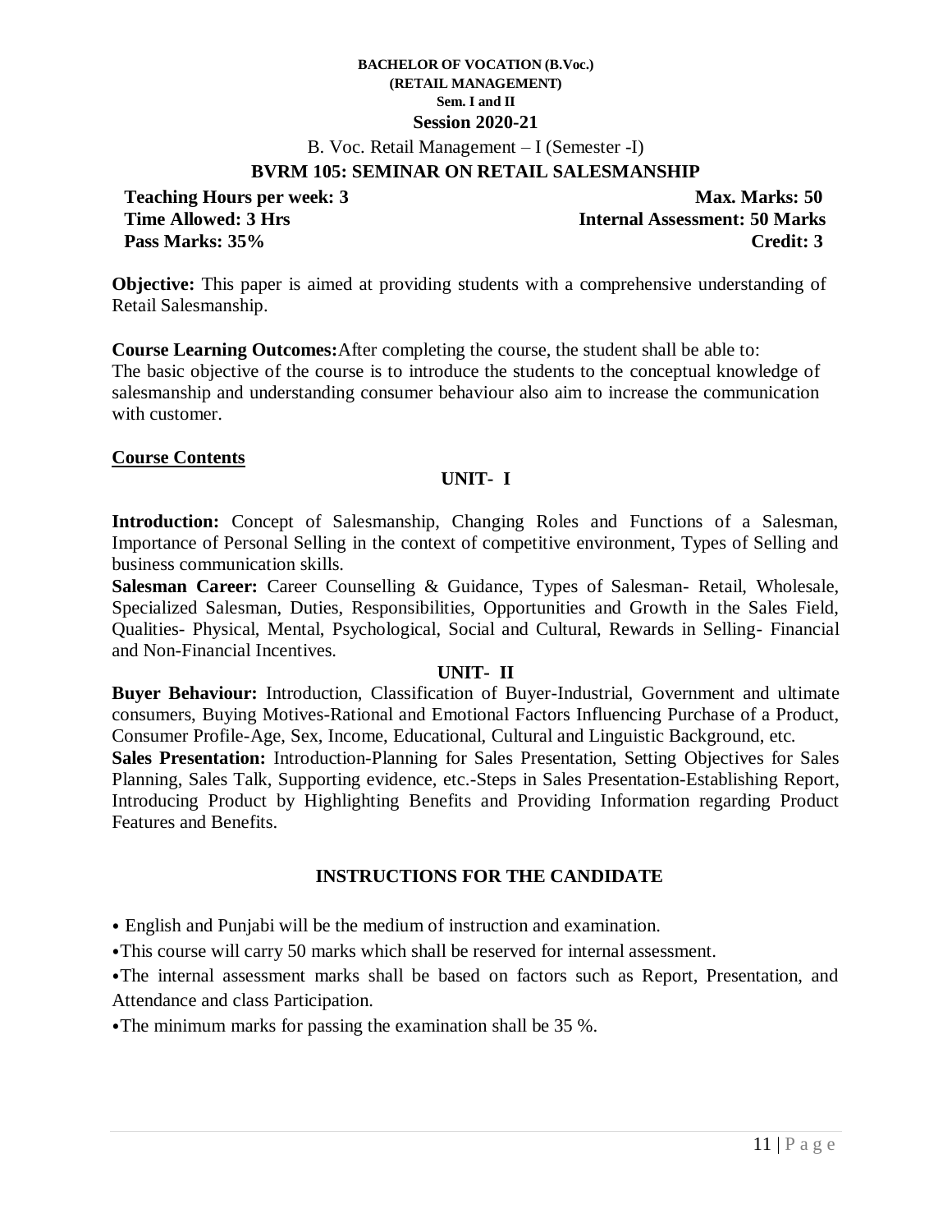**BACHELOR OF VOCATION (B.Voc.)**
**(RETAIL MANAGEMENT)**
**Sem. I and II**
**Session 2020-21**

B. Voc. Retail Management – I (Semester -I)

## BVRM 105: SEMINAR ON RETAIL SALESMANSHIP

| | |
|---|---|
| **Teaching Hours per week: 3** | **Max. Marks: 50** |
| **Time Allowed: 3 Hrs** | **Internal Assessment: 50 Marks** |
| **Pass Marks: 35%** | **Credit: 3** |

**Objective:** This paper is aimed at providing students with a comprehensive understanding of Retail Salesmanship.

**Course Learning Outcomes:**After completing the course, the student shall be able to:
The basic objective of the course is to introduce the students to the conceptual knowledge of salesmanship and understanding consumer behaviour also aim to increase the communication with customer.

**Course Contents**

### UNIT- I

**Introduction:** Concept of Salesmanship, Changing Roles and Functions of a Salesman, Importance of Personal Selling in the context of competitive environment, Types of Selling and business communication skills.

**Salesman Career:** Career Counselling & Guidance, Types of Salesman- Retail, Wholesale, Specialized Salesman, Duties, Responsibilities, Opportunities and Growth in the Sales Field, Qualities- Physical, Mental, Psychological, Social and Cultural, Rewards in Selling- Financial and Non-Financial Incentives.

### UNIT- II

**Buyer Behaviour:** Introduction, Classification of Buyer-Industrial, Government and ultimate consumers, Buying Motives-Rational and Emotional Factors Influencing Purchase of a Product, Consumer Profile-Age, Sex, Income, Educational, Cultural and Linguistic Background, etc.

**Sales Presentation:** Introduction-Planning for Sales Presentation, Setting Objectives for Sales Planning, Sales Talk, Supporting evidence, etc.-Steps in Sales Presentation-Establishing Report, Introducing Product by Highlighting Benefits and Providing Information regarding Product Features and Benefits.

### INSTRUCTIONS FOR THE CANDIDATE

- English and Punjabi will be the medium of instruction and examination.
- This course will carry 50 marks which shall be reserved for internal assessment.
- The internal assessment marks shall be based on factors such as Report, Presentation, and Attendance and class Participation.
- The minimum marks for passing the examination shall be 35 %.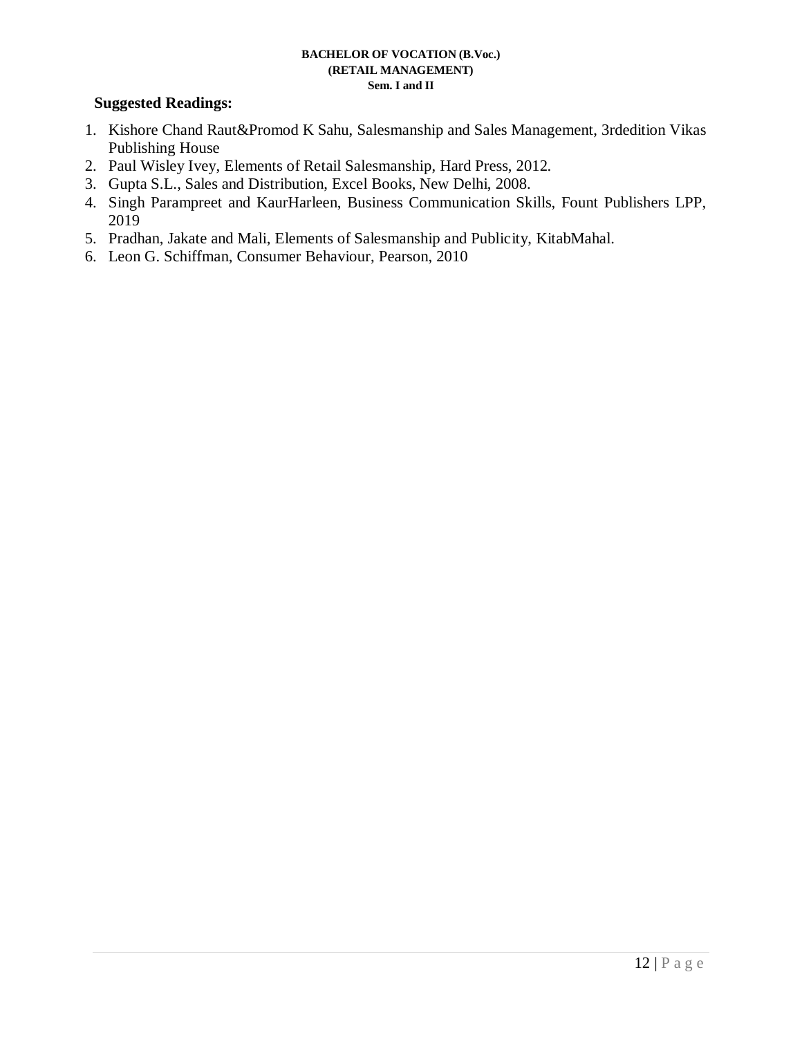**Suggested Readings:**

1. Kishore Chand Raut&Promod K Sahu, Salesmanship and Sales Management, 3rdedition Vikas Publishing House
2. Paul Wisley Ivey, Elements of Retail Salesmanship, Hard Press, 2012.
3. Gupta S.L., Sales and Distribution, Excel Books, New Delhi, 2008.
4. Singh Parampreet and KaurHarleen, Business Communication Skills, Fount Publishers LPP, 2019
5. Pradhan, Jakate and Mali, Elements of Salesmanship and Publicity, KitabMahal.
6. Leon G. Schiffman, Consumer Behaviour, Pearson, 2010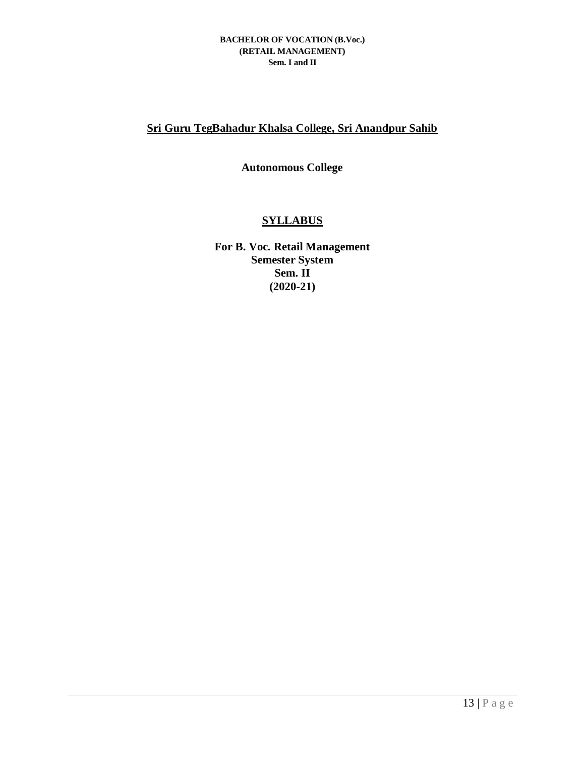## Sri Guru TegBahadur Khalsa College, Sri Anandpur Sahib

**Autonomous College**

## SYLLABUS

**For B. Voc. Retail Management**
**Semester System**
**Sem. II**
**(2020-21)**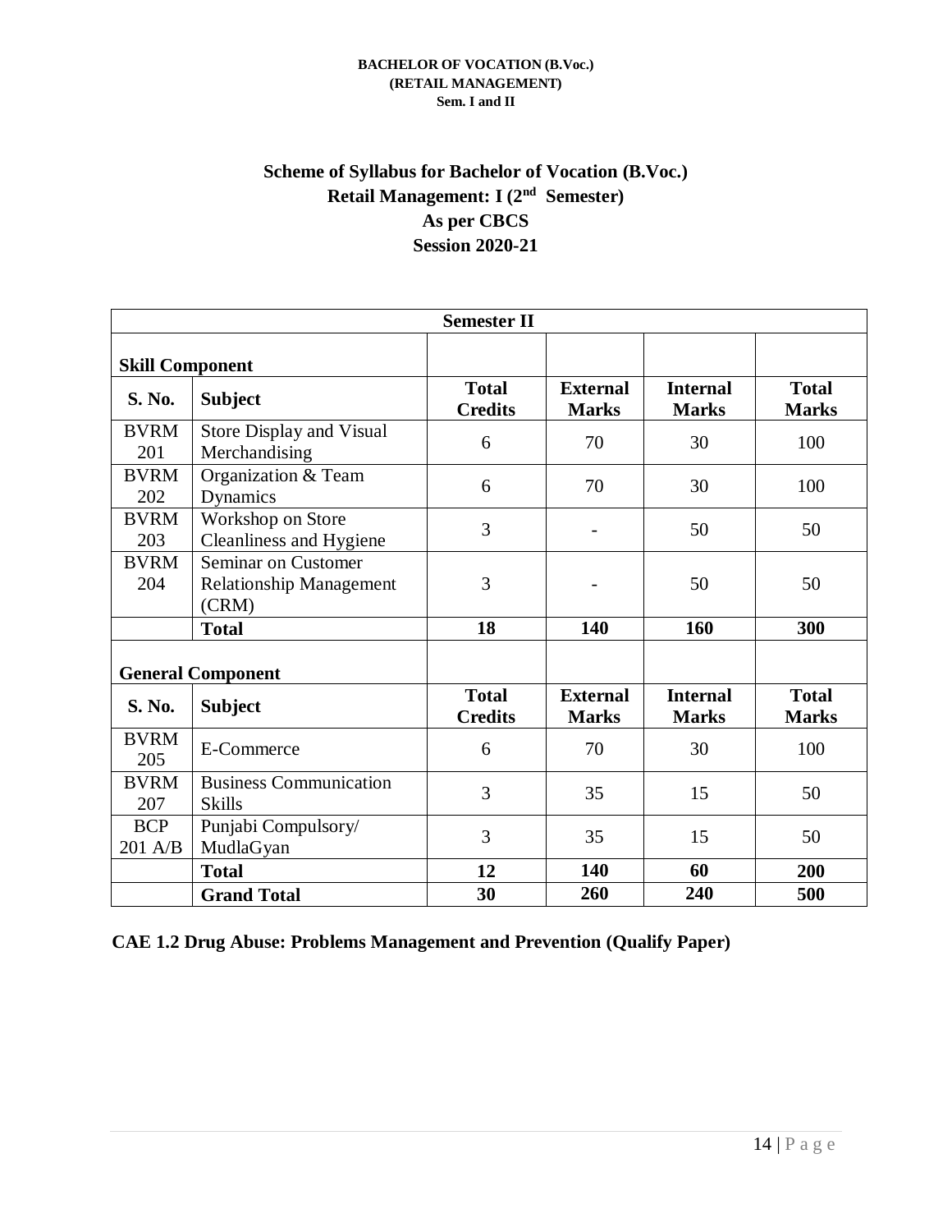# Scheme of Syllabus for Bachelor of Vocation (B.Voc.)
## Retail Management: I (2nd Semester)
## As per CBCS
## Session 2020-21

| Semester II | | | | | |
|---|---|---|---|---|---|
| **Skill Component** | | | | | |
| **S. No.** | **Subject** | **Total Credits** | **External Marks** | **Internal Marks** | **Total Marks** |
| BVRM 201 | Store Display and Visual Merchandising | 6 | 70 | 30 | 100 |
| BVRM 202 | Organization & Team Dynamics | 6 | 70 | 30 | 100 |
| BVRM 203 | Workshop on Store Cleanliness and Hygiene | 3 | - | 50 | 50 |
| BVRM 204 | Seminar on Customer Relationship Management (CRM) | 3 | - | 50 | 50 |
| | **Total** | **18** | **140** | **160** | **300** |
| **General Component** | | | | | |
| **S. No.** | **Subject** | **Total Credits** | **External Marks** | **Internal Marks** | **Total Marks** |
| BVRM 205 | E-Commerce | 6 | 70 | 30 | 100 |
| BVRM 207 | Business Communication Skills | 3 | 35 | 15 | 50 |
| BCP 201 A/B | Punjabi Compulsory/ MudlaGyan | 3 | 35 | 15 | 50 |
| | **Total** | **12** | **140** | **60** | **200** |
| | **Grand Total** | **30** | **260** | **240** | **500** |

**CAE 1.2 Drug Abuse: Problems Management and Prevention (Qualify Paper)**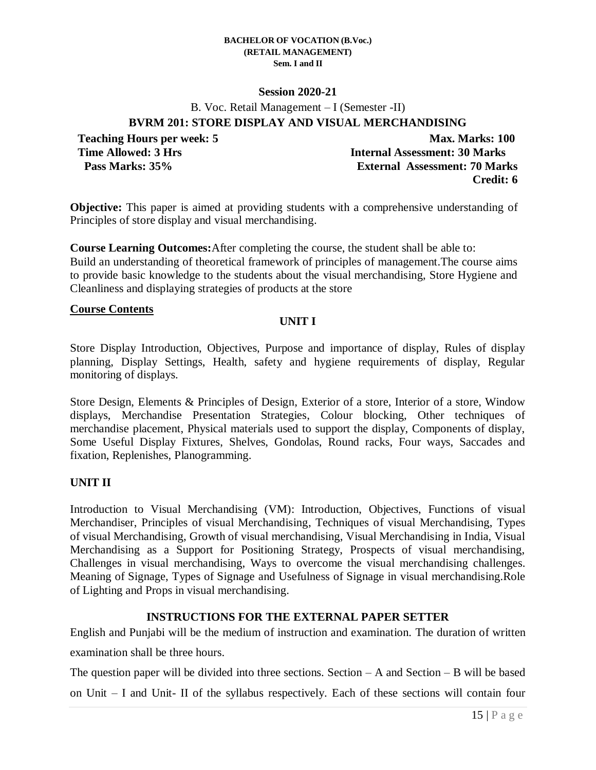**BACHELOR OF VOCATION (B.Voc.)**
**(RETAIL MANAGEMENT)**
**Sem. I and II**

**Session 2020-21**

B. Voc. Retail Management – I (Semester -II)

## BVRM 201: STORE DISPLAY AND VISUAL MERCHANDISING

**Teaching Hours per week: 5** | **Max. Marks: 100**
**Time Allowed: 3 Hrs** | **Internal Assessment: 30 Marks**
**Pass Marks: 35%** | **External Assessment: 70 Marks**
**Credit: 6**

**Objective:** This paper is aimed at providing students with a comprehensive understanding of Principles of store display and visual merchandising.

**Course Learning Outcomes:**After completing the course, the student shall be able to:
Build an understanding of theoretical framework of principles of management.The course aims to provide basic knowledge to the students about the visual merchandising, Store Hygiene and Cleanliness and displaying strategies of products at the store

**Course Contents**

### UNIT I

Store Display Introduction, Objectives, Purpose and importance of display, Rules of display planning, Display Settings, Health, safety and hygiene requirements of display, Regular monitoring of displays.

Store Design, Elements & Principles of Design, Exterior of a store, Interior of a store, Window displays, Merchandise Presentation Strategies, Colour blocking, Other techniques of merchandise placement, Physical materials used to support the display, Components of display, Some Useful Display Fixtures, Shelves, Gondolas, Round racks, Four ways, Saccades and fixation, Replenishes, Planogramming.

### UNIT II

Introduction to Visual Merchandising (VM): Introduction, Objectives, Functions of visual Merchandiser, Principles of visual Merchandising, Techniques of visual Merchandising, Types of visual Merchandising, Growth of visual merchandising, Visual Merchandising in India, Visual Merchandising as a Support for Positioning Strategy, Prospects of visual merchandising, Challenges in visual merchandising, Ways to overcome the visual merchandising challenges. Meaning of Signage, Types of Signage and Usefulness of Signage in visual merchandising.Role of Lighting and Props in visual merchandising.

### INSTRUCTIONS FOR THE EXTERNAL PAPER SETTER

English and Punjabi will be the medium of instruction and examination. The duration of written examination shall be three hours.

The question paper will be divided into three sections. Section – A and Section – B will be based on Unit – I and Unit- II of the syllabus respectively. Each of these sections will contain four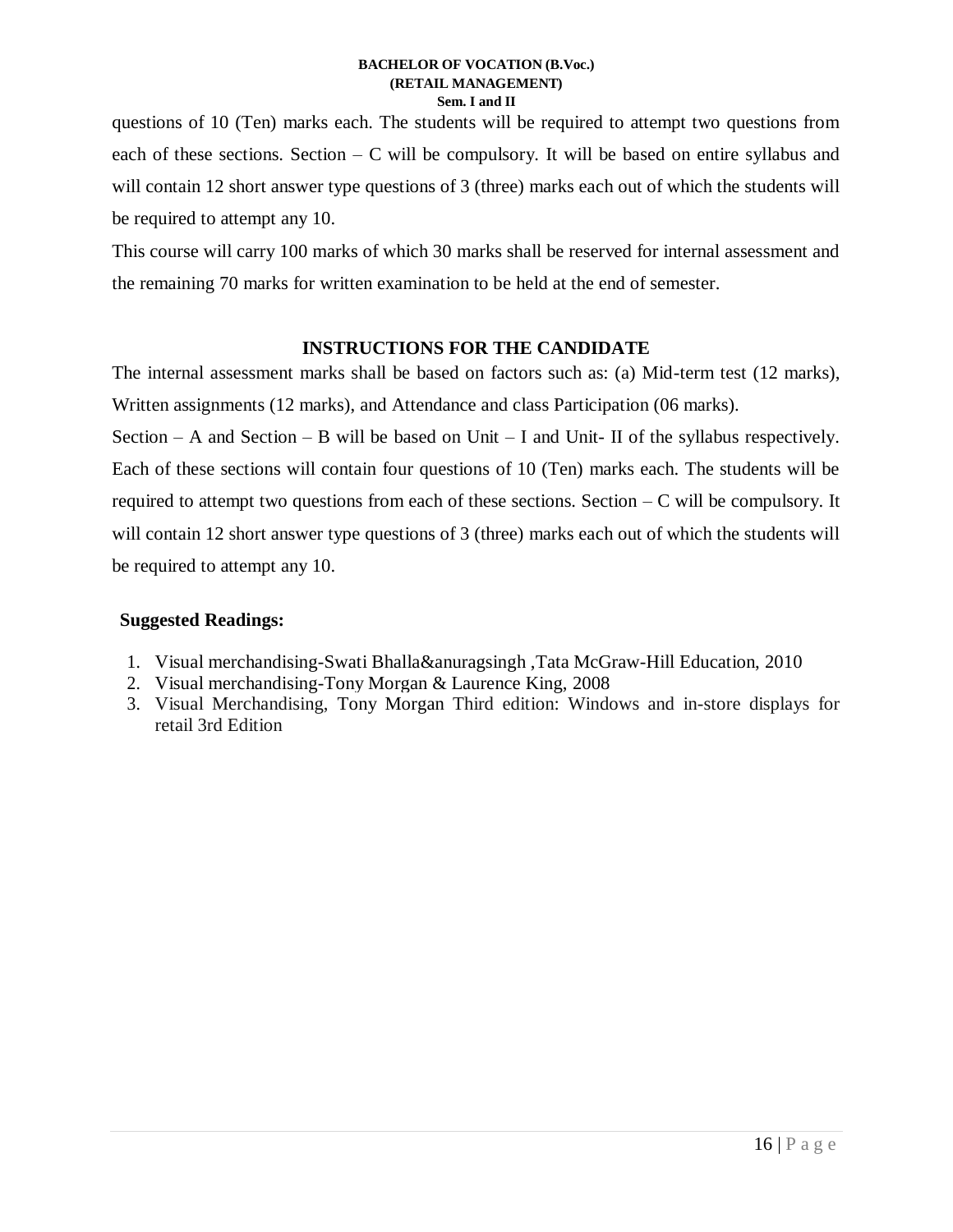questions of 10 (Ten) marks each. The students will be required to attempt two questions from each of these sections. Section – C will be compulsory. It will be based on entire syllabus and will contain 12 short answer type questions of 3 (three) marks each out of which the students will be required to attempt any 10.

This course will carry 100 marks of which 30 marks shall be reserved for internal assessment and the remaining 70 marks for written examination to be held at the end of semester.

## INSTRUCTIONS FOR THE CANDIDATE

The internal assessment marks shall be based on factors such as: (a) Mid-term test (12 marks), Written assignments (12 marks), and Attendance and class Participation (06 marks).

Section – A and Section – B will be based on Unit – I and Unit- II of the syllabus respectively. Each of these sections will contain four questions of 10 (Ten) marks each. The students will be required to attempt two questions from each of these sections. Section – C will be compulsory. It will contain 12 short answer type questions of 3 (three) marks each out of which the students will be required to attempt any 10.

**Suggested Readings:**

1. Visual merchandising-Swati Bhalla&anuragsingh ,Tata McGraw-Hill Education, 2010
2. Visual merchandising-Tony Morgan & Laurence King, 2008
3. Visual Merchandising, Tony Morgan Third edition: Windows and in-store displays for retail 3rd Edition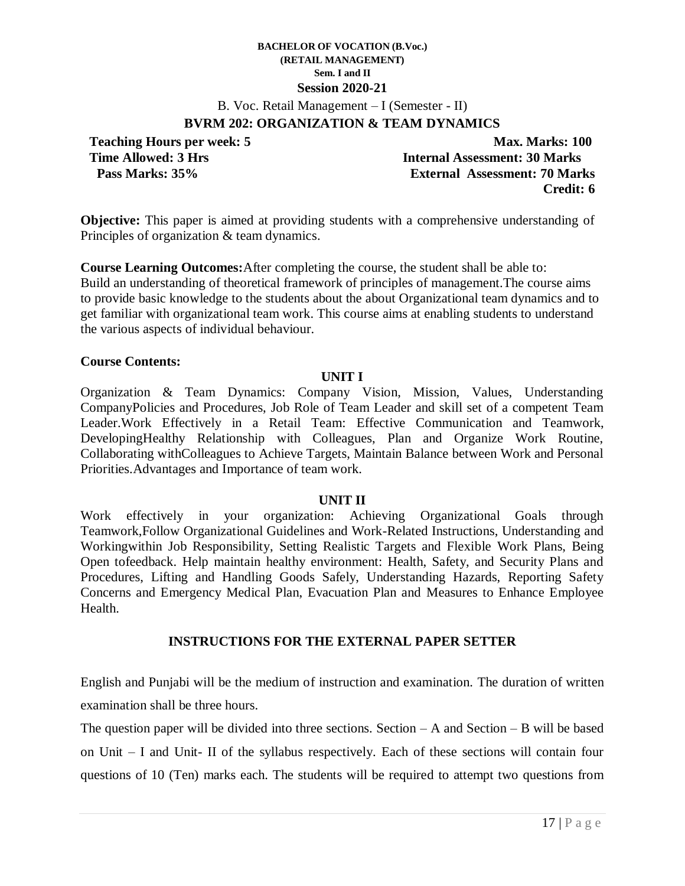**BACHELOR OF VOCATION (B.Voc.)**
**(RETAIL MANAGEMENT)**
**Sem. I and II**
**Session 2020-21**

B. Voc. Retail Management – I (Semester - II)

## BVRM 202: ORGANIZATION & TEAM DYNAMICS

**Teaching Hours per week: 5** | **Max. Marks: 100**
**Time Allowed: 3 Hrs** | **Internal Assessment: 30 Marks**
**Pass Marks: 35%** | **External Assessment: 70 Marks**
**Credit: 6**

**Objective:** This paper is aimed at providing students with a comprehensive understanding of Principles of organization & team dynamics.

**Course Learning Outcomes:**After completing the course, the student shall be able to: Build an understanding of theoretical framework of principles of management.The course aims to provide basic knowledge to the students about the about Organizational team dynamics and to get familiar with organizational team work. This course aims at enabling students to understand the various aspects of individual behaviour.

**Course Contents:**

### UNIT I

Organization & Team Dynamics: Company Vision, Mission, Values, Understanding CompanyPolicies and Procedures, Job Role of Team Leader and skill set of a competent Team Leader.Work Effectively in a Retail Team: Effective Communication and Teamwork, DevelopingHealthy Relationship with Colleagues, Plan and Organize Work Routine, Collaborating withColleagues to Achieve Targets, Maintain Balance between Work and Personal Priorities.Advantages and Importance of team work.

### UNIT II

Work effectively in your organization: Achieving Organizational Goals through Teamwork,Follow Organizational Guidelines and Work-Related Instructions, Understanding and Workingwithin Job Responsibility, Setting Realistic Targets and Flexible Work Plans, Being Open tofeedback. Help maintain healthy environment: Health, Safety, and Security Plans and Procedures, Lifting and Handling Goods Safely, Understanding Hazards, Reporting Safety Concerns and Emergency Medical Plan, Evacuation Plan and Measures to Enhance Employee Health.

### INSTRUCTIONS FOR THE EXTERNAL PAPER SETTER

English and Punjabi will be the medium of instruction and examination. The duration of written examination shall be three hours.

The question paper will be divided into three sections. Section – A and Section – B will be based on Unit – I and Unit- II of the syllabus respectively. Each of these sections will contain four questions of 10 (Ten) marks each. The students will be required to attempt two questions from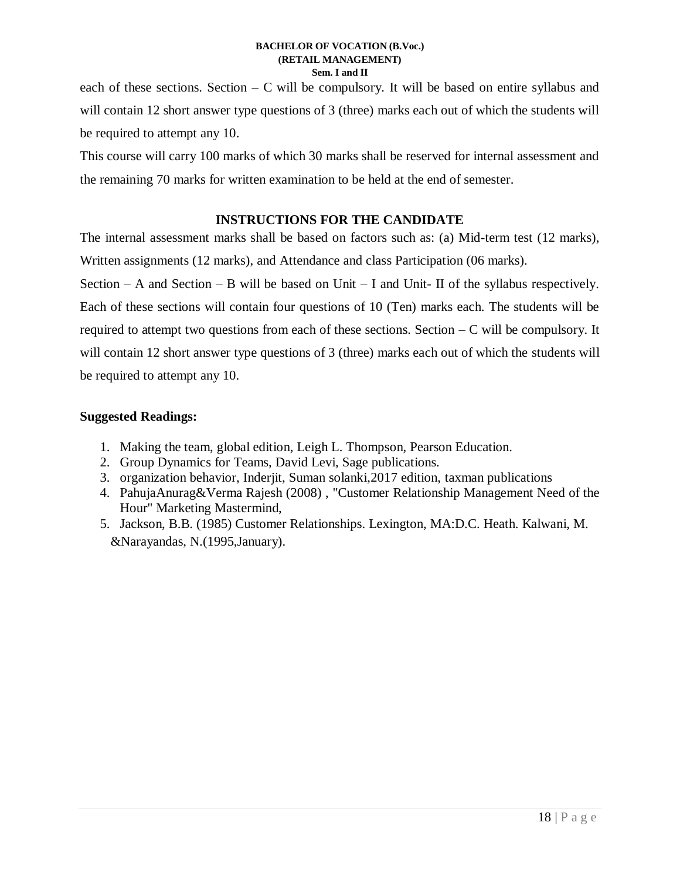each of these sections. Section – C will be compulsory. It will be based on entire syllabus and will contain 12 short answer type questions of 3 (three) marks each out of which the students will be required to attempt any 10.

This course will carry 100 marks of which 30 marks shall be reserved for internal assessment and the remaining 70 marks for written examination to be held at the end of semester.

## INSTRUCTIONS FOR THE CANDIDATE

The internal assessment marks shall be based on factors such as: (a) Mid-term test (12 marks), Written assignments (12 marks), and Attendance and class Participation (06 marks).

Section – A and Section – B will be based on Unit – I and Unit- II of the syllabus respectively. Each of these sections will contain four questions of 10 (Ten) marks each. The students will be required to attempt two questions from each of these sections. Section – C will be compulsory. It will contain 12 short answer type questions of 3 (three) marks each out of which the students will be required to attempt any 10.

**Suggested Readings:**

1. Making the team, global edition, Leigh L. Thompson, Pearson Education.
2. Group Dynamics for Teams, David Levi, Sage publications.
3. organization behavior, Inderjit, Suman solanki,2017 edition, taxman publications
4. PahujaAnurag&Verma Rajesh (2008) , "Customer Relationship Management Need of the Hour" Marketing Mastermind,
5. Jackson, B.B. (1985) Customer Relationships. Lexington, MA:D.C. Heath. Kalwani, M. &Narayandas, N.(1995,January).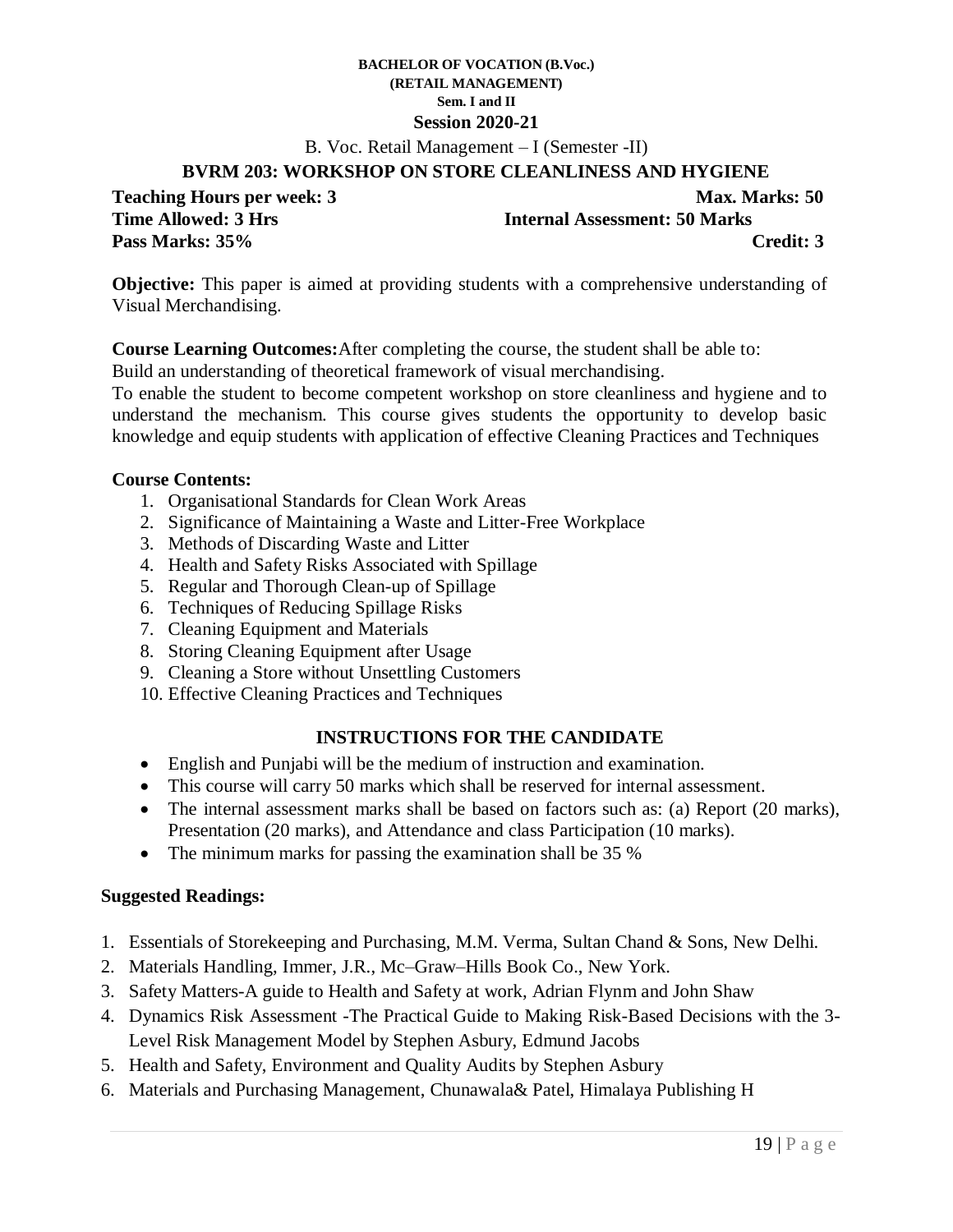**BACHELOR OF VOCATION (B.Voc.)**
**(RETAIL MANAGEMENT)**
**Sem. I and II**
**Session 2020-21**

B. Voc. Retail Management – I (Semester -II)

## BVRM 203: WORKSHOP ON STORE CLEANLINESS AND HYGIENE

**Teaching Hours per week: 3** **Max. Marks: 50**
**Time Allowed: 3 Hrs** **Internal Assessment: 50 Marks**
**Pass Marks: 35%** **Credit: 3**

**Objective:** This paper is aimed at providing students with a comprehensive understanding of Visual Merchandising.

**Course Learning Outcomes:**After completing the course, the student shall be able to:
Build an understanding of theoretical framework of visual merchandising.
To enable the student to become competent workshop on store cleanliness and hygiene and to understand the mechanism. This course gives students the opportunity to develop basic knowledge and equip students with application of effective Cleaning Practices and Techniques

**Course Contents:**

1. Organisational Standards for Clean Work Areas
2. Significance of Maintaining a Waste and Litter-Free Workplace
3. Methods of Discarding Waste and Litter
4. Health and Safety Risks Associated with Spillage
5. Regular and Thorough Clean-up of Spillage
6. Techniques of Reducing Spillage Risks
7. Cleaning Equipment and Materials
8. Storing Cleaning Equipment after Usage
9. Cleaning a Store without Unsettling Customers
10. Effective Cleaning Practices and Techniques

### INSTRUCTIONS FOR THE CANDIDATE

- English and Punjabi will be the medium of instruction and examination.
- This course will carry 50 marks which shall be reserved for internal assessment.
- The internal assessment marks shall be based on factors such as: (a) Report (20 marks), Presentation (20 marks), and Attendance and class Participation (10 marks).
- The minimum marks for passing the examination shall be 35 %

**Suggested Readings:**

1. Essentials of Storekeeping and Purchasing, M.M. Verma, Sultan Chand & Sons, New Delhi.
2. Materials Handling, Immer, J.R., Mc–Graw–Hills Book Co., New York.
3. Safety Matters-A guide to Health and Safety at work, Adrian Flynm and John Shaw
4. Dynamics Risk Assessment -The Practical Guide to Making Risk-Based Decisions with the 3-Level Risk Management Model by Stephen Asbury, Edmund Jacobs
5. Health and Safety, Environment and Quality Audits by Stephen Asbury
6. Materials and Purchasing Management, Chunawala& Patel, Himalaya Publishing H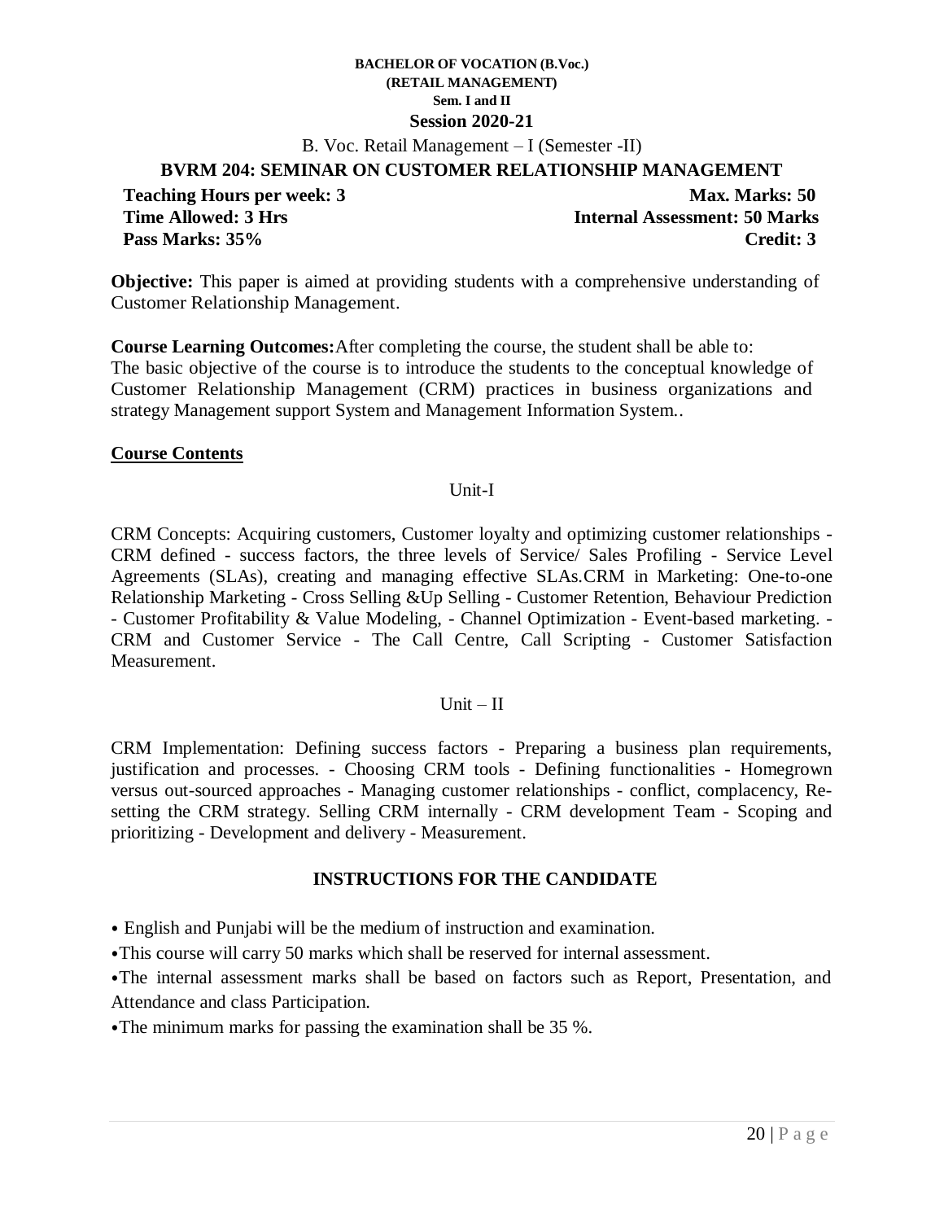**BACHELOR OF VOCATION (B.Voc.)**
**(RETAIL MANAGEMENT)**
**Sem. I and II**
**Session 2020-21**

B. Voc. Retail Management – I (Semester -II)

## BVRM 204: SEMINAR ON CUSTOMER RELATIONSHIP MANAGEMENT

**Teaching Hours per week: 3** | **Max. Marks: 50**
**Time Allowed: 3 Hrs** | **Internal Assessment: 50 Marks**
**Pass Marks: 35%** | **Credit: 3**

**Objective:** This paper is aimed at providing students with a comprehensive understanding of Customer Relationship Management.

**Course Learning Outcomes:** After completing the course, the student shall be able to:
The basic objective of the course is to introduce the students to the conceptual knowledge of Customer Relationship Management (CRM) practices in business organizations and strategy Management support System and Management Information System..

### Course Contents

Unit-I

CRM Concepts: Acquiring customers, Customer loyalty and optimizing customer relationships - CRM defined - success factors, the three levels of Service/ Sales Profiling - Service Level Agreements (SLAs), creating and managing effective SLAs.CRM in Marketing: One-to-one Relationship Marketing - Cross Selling &Up Selling - Customer Retention, Behaviour Prediction - Customer Profitability & Value Modeling, - Channel Optimization - Event-based marketing. - CRM and Customer Service - The Call Centre, Call Scripting - Customer Satisfaction Measurement.

Unit – II

CRM Implementation: Defining success factors - Preparing a business plan requirements, justification and processes. - Choosing CRM tools - Defining functionalities - Homegrown versus out-sourced approaches - Managing customer relationships - conflict, complacency, Re-setting the CRM strategy. Selling CRM internally - CRM development Team - Scoping and prioritizing - Development and delivery - Measurement.

### INSTRUCTIONS FOR THE CANDIDATE

- English and Punjabi will be the medium of instruction and examination.
- This course will carry 50 marks which shall be reserved for internal assessment.
- The internal assessment marks shall be based on factors such as Report, Presentation, and Attendance and class Participation.
- The minimum marks for passing the examination shall be 35 %.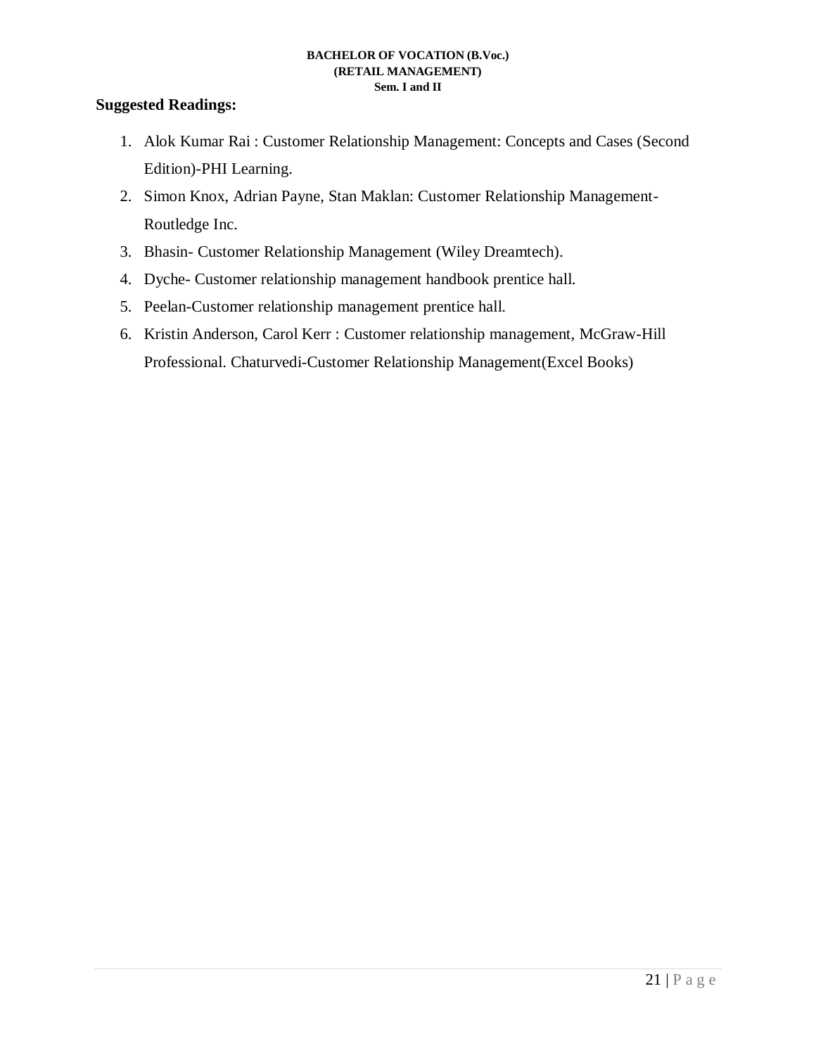**Suggested Readings:**

1. Alok Kumar Rai : Customer Relationship Management: Concepts and Cases (Second Edition)-PHI Learning.
2. Simon Knox, Adrian Payne, Stan Maklan: Customer Relationship Management-Routledge Inc.
3. Bhasin- Customer Relationship Management (Wiley Dreamtech).
4. Dyche- Customer relationship management handbook prentice hall.
5. Peelan-Customer relationship management prentice hall.
6. Kristin Anderson, Carol Kerr : Customer relationship management, McGraw-Hill Professional. Chaturvedi-Customer Relationship Management(Excel Books)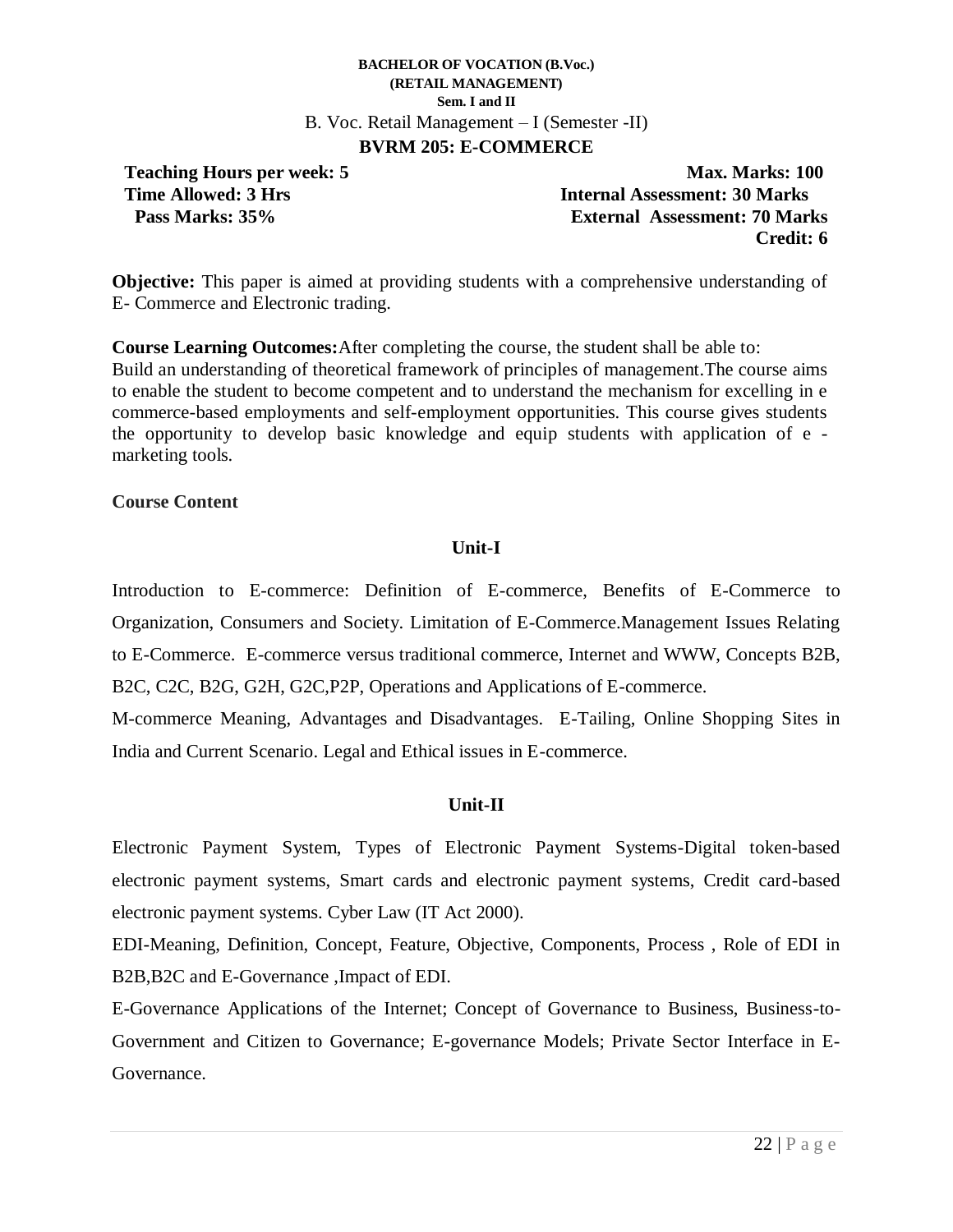**BACHELOR OF VOCATION (B.Voc.)**
**(RETAIL MANAGEMENT)**
**Sem. I and II**

B. Voc. Retail Management – I (Semester -II)

## BVRM 205: E-COMMERCE

**Teaching Hours per week: 5** | **Max. Marks: 100**
**Time Allowed: 3 Hrs** | **Internal Assessment: 30 Marks**
**Pass Marks: 35%** | **External Assessment: 70 Marks**
**Credit: 6**

**Objective:** This paper is aimed at providing students with a comprehensive understanding of E- Commerce and Electronic trading.

**Course Learning Outcomes:**After completing the course, the student shall be able to:
Build an understanding of theoretical framework of principles of management.The course aims to enable the student to become competent and to understand the mechanism for excelling in e commerce-based employments and self-employment opportunities. This course gives students the opportunity to develop basic knowledge and equip students with application of e - marketing tools.

**Course Content**

### Unit-I

Introduction to E-commerce: Definition of E-commerce, Benefits of E-Commerce to Organization, Consumers and Society. Limitation of E-Commerce.Management Issues Relating to E-Commerce. E-commerce versus traditional commerce, Internet and WWW, Concepts B2B, B2C, C2C, B2G, G2H, G2C,P2P, Operations and Applications of E-commerce.
M-commerce Meaning, Advantages and Disadvantages. E-Tailing, Online Shopping Sites in India and Current Scenario. Legal and Ethical issues in E-commerce.

### Unit-II

Electronic Payment System, Types of Electronic Payment Systems-Digital token-based electronic payment systems, Smart cards and electronic payment systems, Credit card-based electronic payment systems. Cyber Law (IT Act 2000).
EDI-Meaning, Definition, Concept, Feature, Objective, Components, Process , Role of EDI in B2B,B2C and E-Governance ,Impact of EDI.
E-Governance Applications of the Internet; Concept of Governance to Business, Business-to-Government and Citizen to Governance; E-governance Models; Private Sector Interface in E-Governance.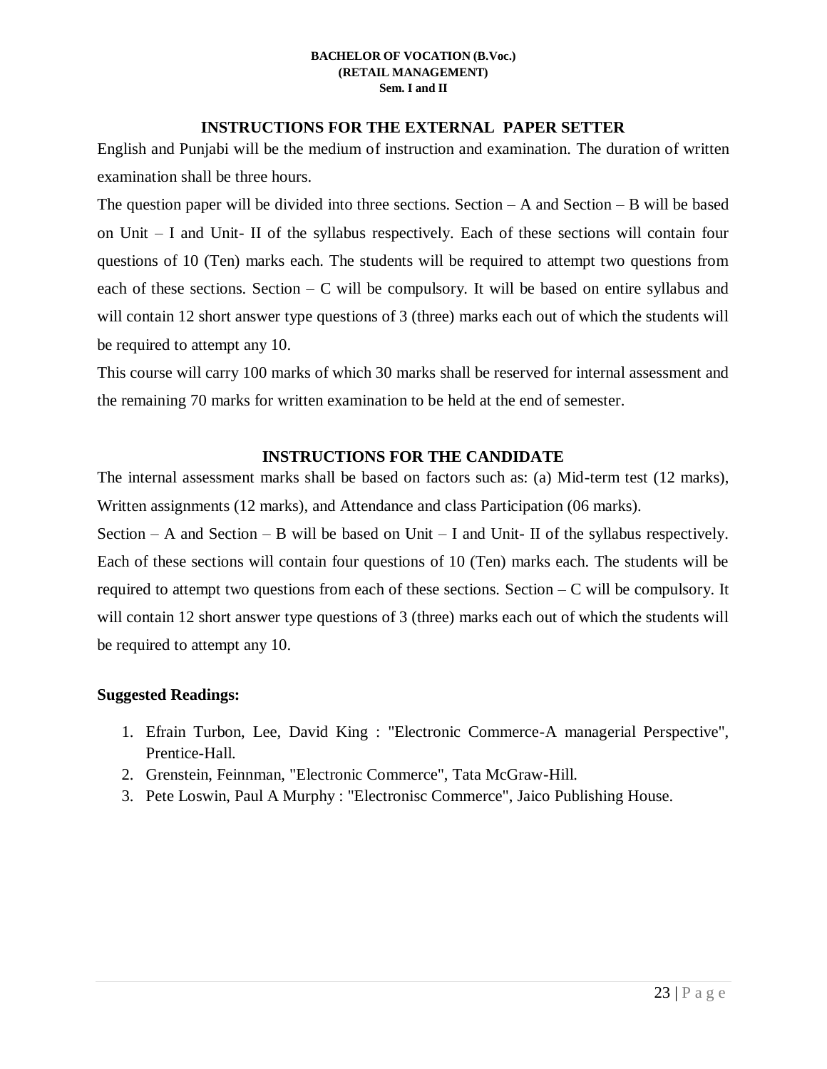**BACHELOR OF VOCATION (B.Voc.)**
**(RETAIL MANAGEMENT)**
**Sem. I and II**

### INSTRUCTIONS FOR THE EXTERNAL PAPER SETTER

English and Punjabi will be the medium of instruction and examination. The duration of written examination shall be three hours.

The question paper will be divided into three sections. Section – A and Section – B will be based on Unit – I and Unit- II of the syllabus respectively. Each of these sections will contain four questions of 10 (Ten) marks each. The students will be required to attempt two questions from each of these sections. Section – C will be compulsory. It will be based on entire syllabus and will contain 12 short answer type questions of 3 (three) marks each out of which the students will be required to attempt any 10.

This course will carry 100 marks of which 30 marks shall be reserved for internal assessment and the remaining 70 marks for written examination to be held at the end of semester.

### INSTRUCTIONS FOR THE CANDIDATE

The internal assessment marks shall be based on factors such as: (a) Mid-term test (12 marks), Written assignments (12 marks), and Attendance and class Participation (06 marks).

Section – A and Section – B will be based on Unit – I and Unit- II of the syllabus respectively. Each of these sections will contain four questions of 10 (Ten) marks each. The students will be required to attempt two questions from each of these sections. Section – C will be compulsory. It will contain 12 short answer type questions of 3 (three) marks each out of which the students will be required to attempt any 10.

**Suggested Readings:**

1. Efrain Turbon, Lee, David King : "Electronic Commerce-A managerial Perspective", Prentice-Hall.
2. Grenstein, Feinnman, "Electronic Commerce", Tata McGraw-Hill.
3. Pete Loswin, Paul A Murphy : "Electronisc Commerce", Jaico Publishing House.